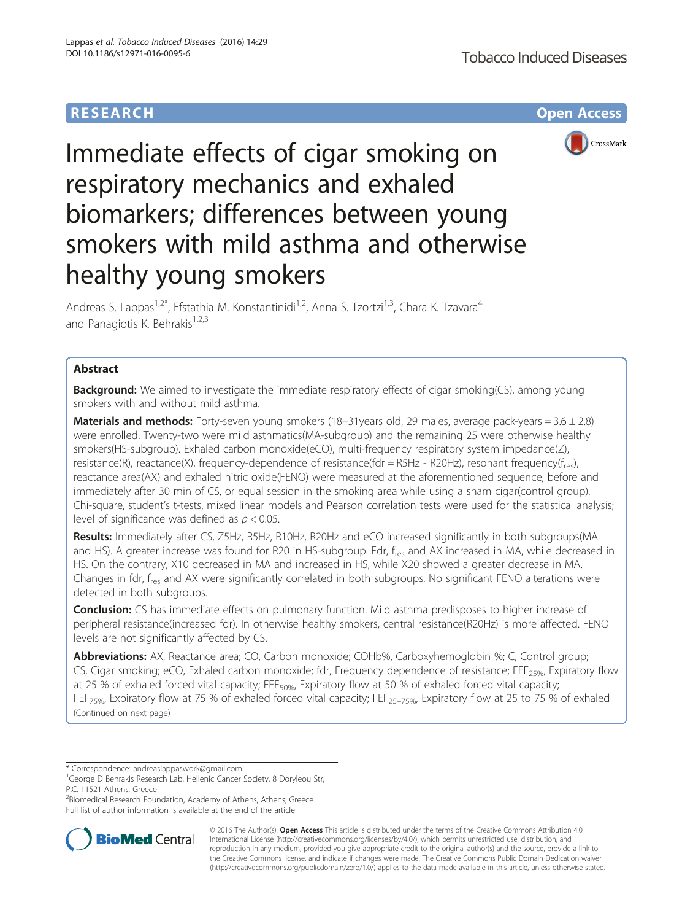**RESEARCH** **Open Access**

# Immediate effects of cigar smoking on respiratory mechanics and exhaled biomarkers; differences between young smokers with mild asthma and otherwise healthy young smokers

Andreas S. Lappas[1,2*], Efstathia M. Konstantinidi[1,2], Anna S. Tzortzi[1,3], Chara K. Tzavara[4] and Panagiotis K. Behrakis[1,2,3]

## Abstract

**Background:** We aimed to investigate the immediate respiratory effects of cigar smoking(CS), among young smokers with and without mild asthma.

**Materials and methods:** Forty-seven young smokers (18–31years old, 29 males, average pack-years = 3.6 ± 2.8) were enrolled. Twenty-two were mild asthmatics(MA-subgroup) and the remaining 25 were otherwise healthy smokers(HS-subgroup). Exhaled carbon monoxide(eCO), multi-frequency respiratory system impedance(Z), resistance(R), reactance(X), frequency-dependence of resistance(fdr = R5Hz - R20Hz), resonant frequency($f_{res}$), reactance area(AX) and exhaled nitric oxide(FENO) were measured at the aforementioned sequence, before and immediately after 30 min of CS, or equal session in the smoking area while using a sham cigar(control group). Chi-square, student's t-tests, mixed linear models and Pearson correlation tests were used for the statistical analysis; level of significance was defined as $p < 0.05$.

**Results:** Immediately after CS, Z5Hz, R5Hz, R10Hz, R20Hz and eCO increased significantly in both subgroups(MA and HS). A greater increase was found for R20 in HS-subgroup. Fdr, $f_{res}$ and AX increased in MA, while decreased in HS. On the contrary, X10 decreased in MA and increased in HS, while X20 showed a greater decrease in MA. Changes in fdr, $f_{res}$ and AX were significantly correlated in both subgroups. No significant FENO alterations were detected in both subgroups.

**Conclusion:** CS has immediate effects on pulmonary function. Mild asthma predisposes to higher increase of peripheral resistance(increased fdr). In otherwise healthy smokers, central resistance(R20Hz) is more affected. FENO levels are not significantly affected by CS.

**Abbreviations:** AX, Reactance area; CO, Carbon monoxide; COHb%, Carboxyhemoglobin %; C, Control group; CS, Cigar smoking; eCO, Exhaled carbon monoxide; fdr, Frequency dependence of resistance; $FEF_{25\%}$, Expiratory flow at 25 % of exhaled forced vital capacity; $FEF_{50\%}$, Expiratory flow at 50 % of exhaled forced vital capacity; $FEF_{75\%}$, Expiratory flow at 75 % of exhaled forced vital capacity; $FEF_{25-75\%}$, Expiratory flow at 25 to 75 % of exhaled
(Continued on next page)

\* Correspondence: andreaslappaswork@gmail.com
[1]George D Behrakis Research Lab, Hellenic Cancer Society, 8 Doryleou Str, P.C. 11521 Athens, Greece
[2]Biomedical Research Foundation, Academy of Athens, Athens, Greece
Full list of author information is available at the end of the article

© 2016 The Author(s). **Open Access** This article is distributed under the terms of the Creative Commons Attribution 4.0 International License (http://creativecommons.org/licenses/by/4.0/), which permits unrestricted use, distribution, and reproduction in any medium, provided you give appropriate credit to the original author(s) and the source, provide a link to the Creative Commons license, and indicate if changes were made. The Creative Commons Public Domain Dedication waiver (http://creativecommons.org/publicdomain/zero/1.0/) applies to the data made available in this article, unless otherwise stated.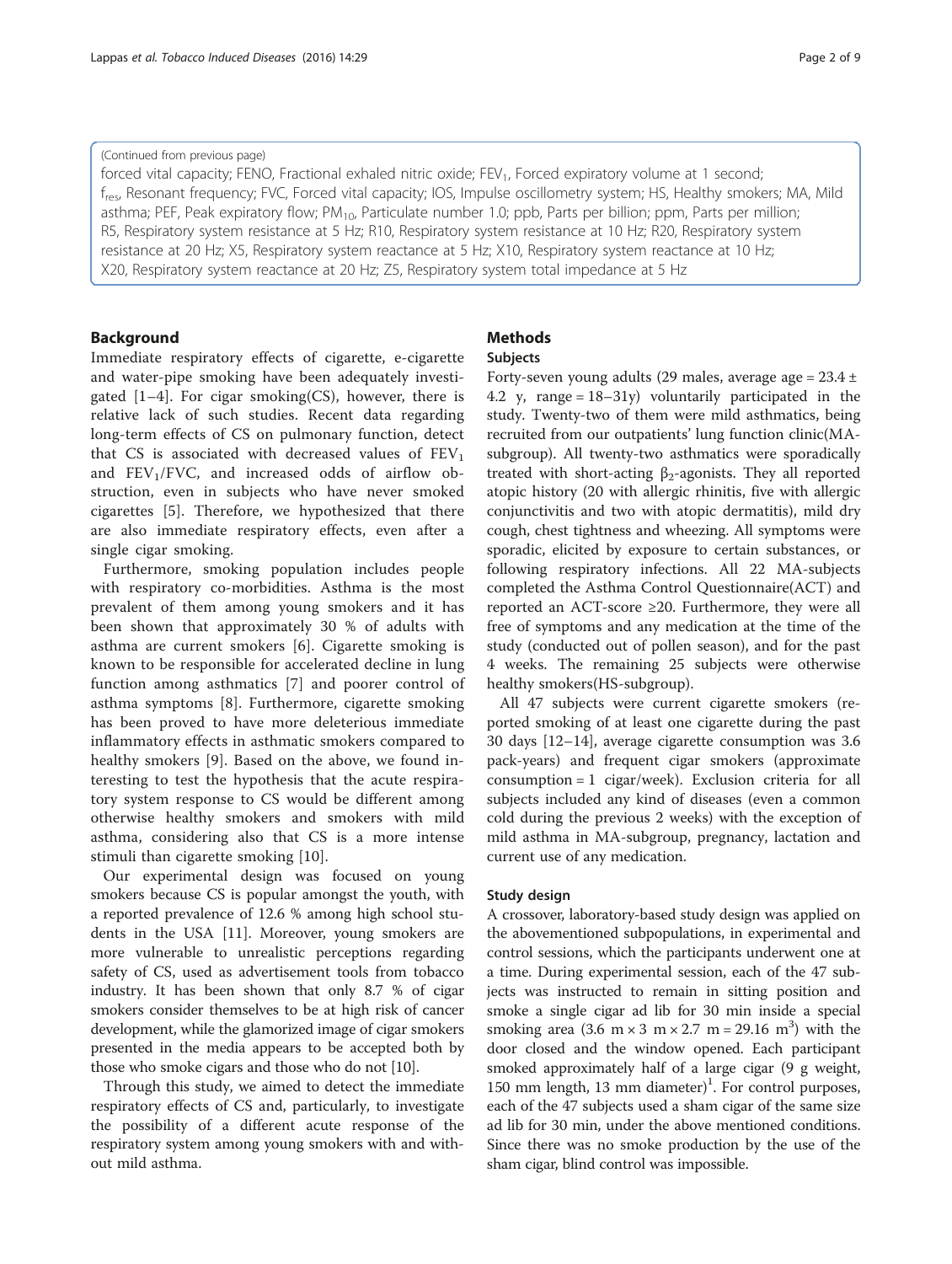(Continued from previous page)

forced vital capacity; FENO, Fractional exhaled nitric oxide; $FEV_1$, Forced expiratory volume at 1 second; $f_{res}$, Resonant frequency; FVC, Forced vital capacity; IOS, Impulse oscillometry system; HS, Healthy smokers; MA, Mild asthma; PEF, Peak expiratory flow; $PM_{10}$, Particulate number 1.0; ppb, Parts per billion; ppm, Parts per million; R5, Respiratory system resistance at 5 Hz; R10, Respiratory system resistance at 10 Hz; R20, Respiratory system resistance at 20 Hz; X5, Respiratory system reactance at 5 Hz; X10, Respiratory system reactance at 10 Hz; X20, Respiratory system reactance at 20 Hz; Z5, Respiratory system total impedance at 5 Hz

## Background

Immediate respiratory effects of cigarette, e-cigarette and water-pipe smoking have been adequately investigated [1–4]. For cigar smoking(CS), however, there is relative lack of such studies. Recent data regarding long-term effects of CS on pulmonary function, detect that CS is associated with decreased values of $FEV_1$ and $FEV_1/FVC$, and increased odds of airflow obstruction, even in subjects who have never smoked cigarettes [5]. Therefore, we hypothesized that there are also immediate respiratory effects, even after a single cigar smoking.

Furthermore, smoking population includes people with respiratory co-morbidities. Asthma is the most prevalent of them among young smokers and it has been shown that approximately 30 % of adults with asthma are current smokers [6]. Cigarette smoking is known to be responsible for accelerated decline in lung function among asthmatics [7] and poorer control of asthma symptoms [8]. Furthermore, cigarette smoking has been proved to have more deleterious immediate inflammatory effects in asthmatic smokers compared to healthy smokers [9]. Based on the above, we found interesting to test the hypothesis that the acute respiratory system response to CS would be different among otherwise healthy smokers and smokers with mild asthma, considering also that CS is a more intense stimuli than cigarette smoking [10].

Our experimental design was focused on young smokers because CS is popular amongst the youth, with a reported prevalence of 12.6 % among high school students in the USA [11]. Moreover, young smokers are more vulnerable to unrealistic perceptions regarding safety of CS, used as advertisement tools from tobacco industry. It has been shown that only 8.7 % of cigar smokers consider themselves to be at high risk of cancer development, while the glamorized image of cigar smokers presented in the media appears to be accepted both by those who smoke cigars and those who do not [10].

Through this study, we aimed to detect the immediate respiratory effects of CS and, particularly, to investigate the possibility of a different acute response of the respiratory system among young smokers with and without mild asthma.

## Methods

### Subjects

Forty-seven young adults (29 males, average age = 23.4 ± 4.2 y, range = 18–31y) voluntarily participated in the study. Twenty-two of them were mild asthmatics, being recruited from our outpatients' lung function clinic(MA-subgroup). All twenty-two asthmatics were sporadically treated with short-acting $\beta_2$-agonists. They all reported atopic history (20 with allergic rhinitis, five with allergic conjunctivitis and two with atopic dermatitis), mild dry cough, chest tightness and wheezing. All symptoms were sporadic, elicited by exposure to certain substances, or following respiratory infections. All 22 MA-subjects completed the Asthma Control Questionnaire(ACT) and reported an ACT-score ≥20. Furthermore, they were all free of symptoms and any medication at the time of the study (conducted out of pollen season), and for the past 4 weeks. The remaining 25 subjects were otherwise healthy smokers(HS-subgroup).

All 47 subjects were current cigarette smokers (reported smoking of at least one cigarette during the past 30 days [12–14], average cigarette consumption was 3.6 pack-years) and frequent cigar smokers (approximate consumption = 1 cigar/week). Exclusion criteria for all subjects included any kind of diseases (even a common cold during the previous 2 weeks) with the exception of mild asthma in MA-subgroup, pregnancy, lactation and current use of any medication.

### Study design

A crossover, laboratory-based study design was applied on the abovementioned subpopulations, in experimental and control sessions, which the participants underwent one at a time. During experimental session, each of the 47 subjects was instructed to remain in sitting position and smoke a single cigar ad lib for 30 min inside a special smoking area ($3.6\ m \times 3\ m \times 2.7\ m = 29.16\ m^3$) with the door closed and the window opened. Each participant smoked approximately half of a large cigar (9 g weight, 150 mm length, 13 mm diameter)[1]. For control purposes, each of the 47 subjects used a sham cigar of the same size ad lib for 30 min, under the above mentioned conditions. Since there was no smoke production by the use of the sham cigar, blind control was impossible.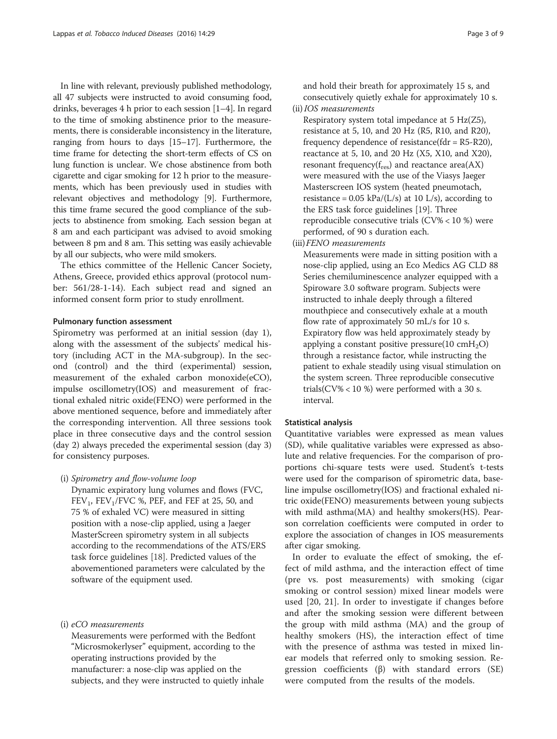In line with relevant, previously published methodology, all 47 subjects were instructed to avoid consuming food, drinks, beverages 4 h prior to each session [1–4]. In regard to the time of smoking abstinence prior to the measurements, there is considerable inconsistency in the literature, ranging from hours to days [15–17]. Furthermore, the time frame for detecting the short-term effects of CS on lung function is unclear. We chose abstinence from both cigarette and cigar smoking for 12 h prior to the measurements, which has been previously used in studies with relevant objectives and methodology [9]. Furthermore, this time frame secured the good compliance of the subjects to abstinence from smoking. Each session began at 8 am and each participant was advised to avoid smoking between 8 pm and 8 am. This setting was easily achievable by all our subjects, who were mild smokers.

The ethics committee of the Hellenic Cancer Society, Athens, Greece, provided ethics approval (protocol number: 561/28-1-14). Each subject read and signed an informed consent form prior to study enrollment.

#### Pulmonary function assessment

Spirometry was performed at an initial session (day 1), along with the assessment of the subjects' medical history (including ACT in the MA-subgroup). In the second (control) and the third (experimental) session, measurement of the exhaled carbon monoxide(eCO), impulse oscillometry(IOS) and measurement of fractional exhaled nitric oxide(FENO) were performed in the above mentioned sequence, before and immediately after the corresponding intervention. All three sessions took place in three consecutive days and the control session (day 2) always preceded the experimental session (day 3) for consistency purposes.

(i) *Spirometry and flow-volume loop*

Dynamic expiratory lung volumes and flows (FVC, $FEV_1$, $FEV_1$/FVC %, PEF, and FEF at 25, 50, and 75 % of exhaled VC) were measured in sitting position with a nose-clip applied, using a Jaeger MasterScreen spirometry system in all subjects according to the recommendations of the ATS/ERS task force guidelines [18]. Predicted values of the abovementioned parameters were calculated by the software of the equipment used.

(i) *eCO measurements*

Measurements were performed with the Bedfont "Microsmokerlyser" equipment, according to the operating instructions provided by the manufacturer: a nose-clip was applied on the subjects, and they were instructed to quietly inhale and hold their breath for approximately 15 s, and consecutively quietly exhale for approximately 10 s.

(ii) *IOS measurements*

Respiratory system total impedance at 5 Hz(Z5), resistance at 5, 10, and 20 Hz (R5, R10, and R20), frequency dependence of resistance(fdr = R5-R20), reactance at 5, 10, and 20 Hz (X5, X10, and X20), resonant frequency($f_{res}$) and reactance area(AX) were measured with the use of the Viasys Jaeger Masterscreen IOS system (heated pneumotach, resistance = 0.05 kPa/(L/s) at 10 L/s), according to the ERS task force guidelines [19]. Three reproducible consecutive trials (CV% < 10 %) were performed, of 90 s duration each.

(iii) *FENO measurements*

Measurements were made in sitting position with a nose-clip applied, using an Eco Medics AG CLD 88 Series chemiluminescence analyzer equipped with a Spiroware 3.0 software program. Subjects were instructed to inhale deeply through a filtered mouthpiece and consecutively exhale at a mouth flow rate of approximately 50 mL/s for 10 s. Expiratory flow was held approximately steady by applying a constant positive pressure(10 $cmH_2O$) through a resistance factor, while instructing the patient to exhale steadily using visual stimulation on the system screen. Three reproducible consecutive trials(CV% < 10 %) were performed with a 30 s. interval.

#### Statistical analysis

Quantitative variables were expressed as mean values (SD), while qualitative variables were expressed as absolute and relative frequencies. For the comparison of proportions chi-square tests were used. Student's t-tests were used for the comparison of spirometric data, baseline impulse oscillometry(IOS) and fractional exhaled nitric oxide(FENO) measurements between young subjects with mild asthma(MA) and healthy smokers(HS). Pearson correlation coefficients were computed in order to explore the association of changes in IOS measurements after cigar smoking.

In order to evaluate the effect of smoking, the effect of mild asthma, and the interaction effect of time (pre vs. post measurements) with smoking (cigar smoking or control session) mixed linear models were used [20, 21]. In order to investigate if changes before and after the smoking session were different between the group with mild asthma (MA) and the group of healthy smokers (HS), the interaction effect of time with the presence of asthma was tested in mixed linear models that referred only to smoking session. Regression coefficients (β) with standard errors (SE) were computed from the results of the models.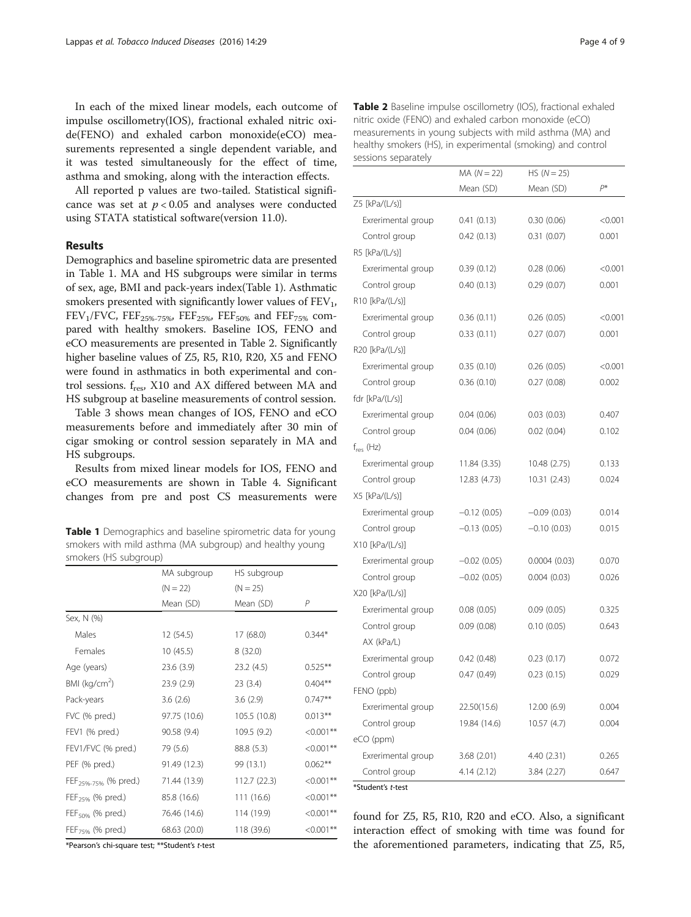In each of the mixed linear models, each outcome of impulse oscillometry(IOS), fractional exhaled nitric oxide(FENO) and exhaled carbon monoxide(eCO) measurements represented a single dependent variable, and it was tested simultaneously for the effect of time, asthma and smoking, along with the interaction effects.

All reported p values are two-tailed. Statistical significance was set at $p < 0.05$ and analyses were conducted using STATA statistical software(version 11.0).

## Results

Demographics and baseline spirometric data are presented in Table 1. MA and HS subgroups were similar in terms of sex, age, BMI and pack-years index(Table 1). Asthmatic smokers presented with significantly lower values of $FEV_1$, $FEV_1/FVC$, $FEF_{25\%-75\%}$, $FEF_{25\%}$, $FEF_{50\%}$ and $FEF_{75\%}$ compared with healthy smokers. Baseline IOS, FENO and eCO measurements are presented in Table 2. Significantly higher baseline values of Z5, R5, R10, R20, X5 and FENO were found in asthmatics in both experimental and control sessions. $f_{res}$, X10 and AX differed between MA and HS subgroup at baseline measurements of control session.

Table 3 shows mean changes of IOS, FENO and eCO measurements before and immediately after 30 min of cigar smoking or control session separately in MA and HS subgroups.

Results from mixed linear models for IOS, FENO and eCO measurements are shown in Table 4. Significant changes from pre and post CS measurements were found for Z5, R5, R10, R20 and eCO. Also, a significant interaction effect of smoking with time was found for the aforementioned parameters, indicating that Z5, R5,

**Table 1** Demographics and baseline spirometric data for young smokers with mild asthma (MA subgroup) and healthy young smokers (HS subgroup)

| | MA subgroup (N = 22) | HS subgroup (N = 25) | |
|---|---|---|---|
| | Mean (SD) | Mean (SD) | P |
| Sex, N (%) | | | |
| Males | 12 (54.5) | 17 (68.0) | 0.344* |
| Females | 10 (45.5) | 8 (32.0) | |
| Age (years) | 23.6 (3.9) | 23.2 (4.5) | 0.525** |
| BMI (kg/cm$^2$) | 23.9 (2.9) | 23 (3.4) | 0.404** |
| Pack-years | 3.6 (2.6) | 3.6 (2.9) | 0.747** |
| FVC (% pred.) | 97.75 (10.6) | 105.5 (10.8) | 0.013** |
| FEV1 (% pred.) | 90.58 (9.4) | 109.5 (9.2) | <0.001** |
| FEV1/FVC (% pred.) | 79 (5.6) | 88.8 (5.3) | <0.001** |
| PEF (% pred.) | 91.49 (12.3) | 99 (13.1) | 0.062** |
| $FEF_{25\%-75\%}$ (% pred.) | 71.44 (13.9) | 112.7 (22.3) | <0.001** |
| $FEF_{25\%}$ (% pred.) | 85.8 (16.6) | 111 (16.6) | <0.001** |
| $FEF_{50\%}$ (% pred.) | 76.46 (14.6) | 114 (19.9) | <0.001** |
| $FEF_{75\%}$ (% pred.) | 68.63 (20.0) | 118 (39.6) | <0.001** |

*Pearson's chi-square test; **Student's *t*-test

**Table 2** Baseline impulse oscillometry (IOS), fractional exhaled nitric oxide (FENO) and exhaled carbon monoxide (eCO) measurements in young subjects with mild asthma (MA) and healthy smokers (HS), in experimental (smoking) and control sessions separately

| | MA (N = 22) | HS (N = 25) | |
|---|---|---|---|
| | Mean (SD) | Mean (SD) | P* |
| Z5 [kPa/(L/s)] | | | |
| Exrerimental group | 0.41 (0.13) | 0.30 (0.06) | <0.001 |
| Control group | 0.42 (0.13) | 0.31 (0.07) | 0.001 |
| R5 [kPa/(L/s)] | | | |
| Exrerimental group | 0.39 (0.12) | 0.28 (0.06) | <0.001 |
| Control group | 0.40 (0.13) | 0.29 (0.07) | 0.001 |
| R10 [kPa/(L/s)] | | | |
| Exrerimental group | 0.36 (0.11) | 0.26 (0.05) | <0.001 |
| Control group | 0.33 (0.11) | 0.27 (0.07) | 0.001 |
| R20 [kPa/(L/s)] | | | |
| Exrerimental group | 0.35 (0.10) | 0.26 (0.05) | <0.001 |
| Control group | 0.36 (0.10) | 0.27 (0.08) | 0.002 |
| fdr [kPa/(L/s)] | | | |
| Exrerimental group | 0.04 (0.06) | 0.03 (0.03) | 0.407 |
| Control group | 0.04 (0.06) | 0.02 (0.04) | 0.102 |
| $f_{res}$ (Hz) | | | |
| Exrerimental group | 11.84 (3.35) | 10.48 (2.75) | 0.133 |
| Control group | 12.83 (4.73) | 10.31 (2.43) | 0.024 |
| X5 [kPa/(L/s)] | | | |
| Exrerimental group | −0.12 (0.05) | −0.09 (0.03) | 0.014 |
| Control group | −0.13 (0.05) | −0.10 (0.03) | 0.015 |
| X10 [kPa/(L/s)] | | | |
| Exrerimental group | −0.02 (0.05) | 0.0004 (0.03) | 0.070 |
| Control group | −0.02 (0.05) | 0.004 (0.03) | 0.026 |
| X20 [kPa/(L/s)] | | | |
| Exrerimental group | 0.08 (0.05) | 0.09 (0.05) | 0.325 |
| Control group | 0.09 (0.08) | 0.10 (0.05) | 0.643 |
| AX (kPa/L) | | | |
| Exrerimental group | 0.42 (0.48) | 0.23 (0.17) | 0.072 |
| Control group | 0.47 (0.49) | 0.23 (0.15) | 0.029 |
| FENO (ppb) | | | |
| Exrerimental group | 22.50(15.6) | 12.00 (6.9) | 0.004 |
| Control group | 19.84 (14.6) | 10.57 (4.7) | 0.004 |
| eCO (ppm) | | | |
| Exrerimental group | 3.68 (2.01) | 4.40 (2.31) | 0.265 |
| Control group | 4.14 (2.12) | 3.84 (2.27) | 0.647 |

*Student's *t*-test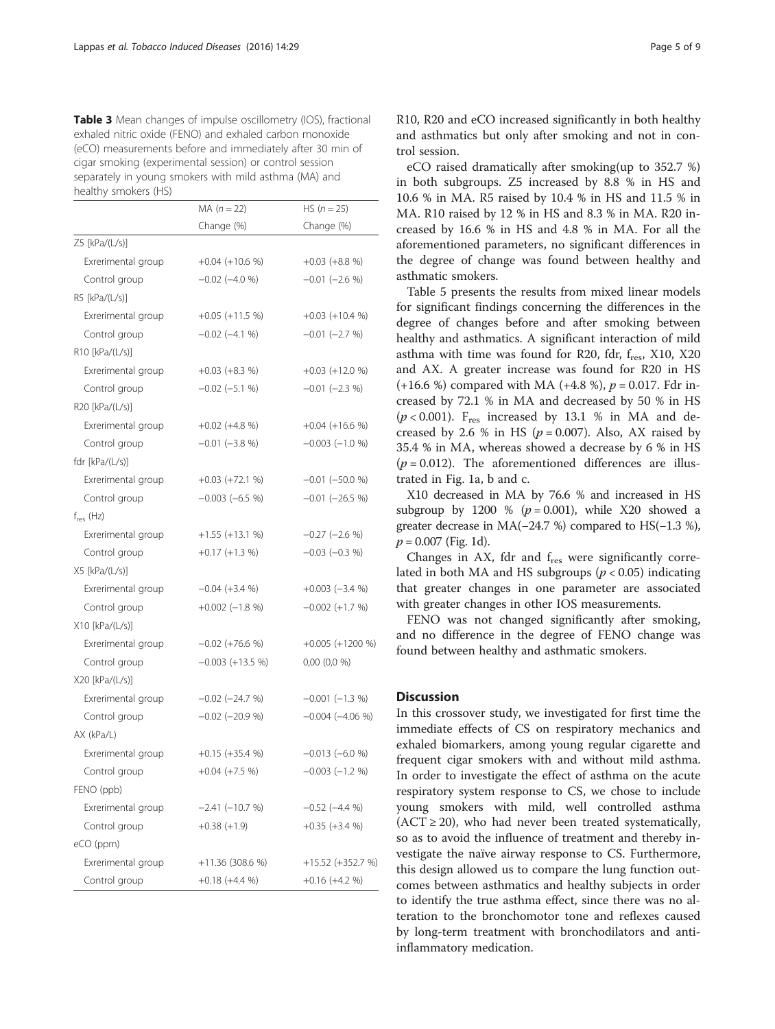**Table 3** Mean changes of impulse oscillometry (IOS), fractional exhaled nitric oxide (FENO) and exhaled carbon monoxide (eCO) measurements before and immediately after 30 min of cigar smoking (experimental session) or control session separately in young smokers with mild asthma (MA) and healthy smokers (HS)

| | MA ($n = 22$) | HS ($n = 25$) |
|---|---|---|
| | Change (%) | Change (%) |
| Z5 [kPa/(L/s)] | | |
| Exrerimental group | +0.04 (+10.6 %) | +0.03 (+8.8 %) |
| Control group | −0.02 (−4.0 %) | −0.01 (−2.6 %) |
| R5 [kPa/(L/s)] | | |
| Exrerimental group | +0.05 (+11.5 %) | +0.03 (+10.4 %) |
| Control group | −0.02 (−4.1 %) | −0.01 (−2.7 %) |
| R10 [kPa/(L/s)] | | |
| Exrerimental group | +0.03 (+8.3 %) | +0.03 (+12.0 %) |
| Control group | −0.02 (−5.1 %) | −0.01 (−2.3 %) |
| R20 [kPa/(L/s)] | | |
| Exrerimental group | +0.02 (+4.8 %) | +0.04 (+16.6 %) |
| Control group | −0.01 (−3.8 %) | −0.003 (−1.0 %) |
| fdr [kPa/(L/s)] | | |
| Exrerimental group | +0.03 (+72.1 %) | −0.01 (−50.0 %) |
| Control group | −0.003 (−6.5 %) | −0.01 (−26.5 %) |
| $f_{res}$ (Hz) | | |
| Exrerimental group | +1.55 (+13.1 %) | −0.27 (−2.6 %) |
| Control group | +0.17 (+1.3 %) | −0.03 (−0.3 %) |
| X5 [kPa/(L/s)] | | |
| Exrerimental group | −0.04 (+3.4 %) | +0.003 (−3.4 %) |
| Control group | +0.002 (−1.8 %) | −0.002 (+1.7 %) |
| X10 [kPa/(L/s)] | | |
| Exrerimental group | −0.02 (+76.6 %) | +0.005 (+1200 %) |
| Control group | −0.003 (+13.5 %) | 0,00 (0,0 %) |
| X20 [kPa/(L/s)] | | |
| Exrerimental group | −0.02 (−24.7 %) | −0.001 (−1.3 %) |
| Control group | −0.02 (−20.9 %) | −0.004 (−4.06 %) |
| AX (kPa/L) | | |
| Exrerimental group | +0.15 (+35.4 %) | −0.013 (−6.0 %) |
| Control group | +0.04 (+7.5 %) | −0.003 (−1.2 %) |
| FENO (ppb) | | |
| Exrerimental group | −2.41 (−10.7 %) | −0.52 (−4.4 %) |
| Control group | +0.38 (+1.9) | +0.35 (+3.4 %) |
| eCO (ppm) | | |
| Exrerimental group | +11.36 (308.6 %) | +15.52 (+352.7 %) |
| Control group | +0.18 (+4.4 %) | +0.16 (+4.2 %) |

R10, R20 and eCO increased significantly in both healthy and asthmatics but only after smoking and not in control session.

eCO raised dramatically after smoking(up to 352.7 %) in both subgroups. Z5 increased by 8.8 % in HS and 10.6 % in MA. R5 raised by 10.4 % in HS and 11.5 % in MA. R10 raised by 12 % in HS and 8.3 % in MA. R20 increased by 16.6 % in HS and 4.8 % in MA. For all the aforementioned parameters, no significant differences in the degree of change was found between healthy and asthmatic smokers.

Table 5 presents the results from mixed linear models for significant findings concerning the differences in the degree of changes before and after smoking between healthy and asthmatics. A significant interaction of mild asthma with time was found for R20, fdr, $f_{res}$, X10, X20 and AX. A greater increase was found for R20 in HS (+16.6 %) compared with MA (+4.8 %), $p = 0.017$. Fdr increased by 72.1 % in MA and decreased by 50 % in HS ($p < 0.001$). $F_{res}$ increased by 13.1 % in MA and decreased by 2.6 % in HS ($p = 0.007$). Also, AX raised by 35.4 % in MA, whereas showed a decrease by 6 % in HS ($p = 0.012$). The aforementioned differences are illustrated in Fig. 1a, b and c.

X10 decreased in MA by 76.6 % and increased in HS subgroup by 1200 % ($p = 0.001$), while X20 showed a greater decrease in MA(−24.7 %) compared to HS(−1.3 %), $p = 0.007$ (Fig. 1d).

Changes in AX, fdr and $f_{res}$ were significantly correlated in both MA and HS subgroups ($p < 0.05$) indicating that greater changes in one parameter are associated with greater changes in other IOS measurements.

FENO was not changed significantly after smoking, and no difference in the degree of FENO change was found between healthy and asthmatic smokers.

## Discussion

In this crossover study, we investigated for first time the immediate effects of CS on respiratory mechanics and exhaled biomarkers, among young regular cigarette and frequent cigar smokers with and without mild asthma. In order to investigate the effect of asthma on the acute respiratory system response to CS, we chose to include young smokers with mild, well controlled asthma (ACT ≥ 20), who had never been treated systematically, so as to avoid the influence of treatment and thereby investigate the naïve airway response to CS. Furthermore, this design allowed us to compare the lung function outcomes between asthmatics and healthy subjects in order to identify the true asthma effect, since there was no alteration to the bronchomotor tone and reflexes caused by long-term treatment with bronchodilators and anti-inflammatory medication.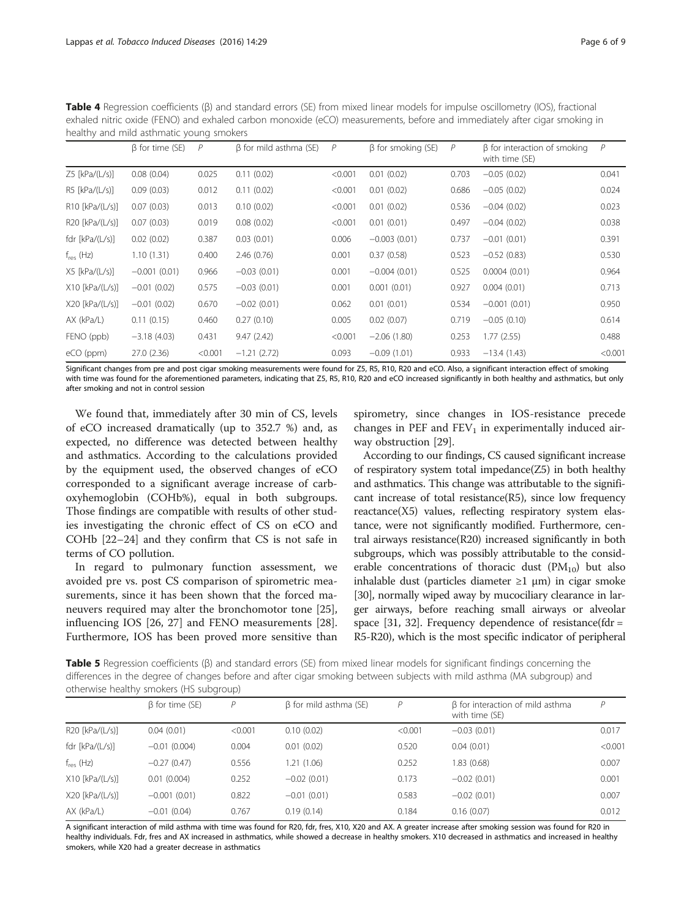**Table 4** Regression coefficients (β) and standard errors (SE) from mixed linear models for impulse oscillometry (IOS), fractional exhaled nitric oxide (FENO) and exhaled carbon monoxide (eCO) measurements, before and immediately after cigar smoking in healthy and mild asthmatic young smokers

| | β for time (SE) | *P* | β for mild asthma (SE) | *P* | β for smoking (SE) | *P* | β for interaction of smoking with time (SE) | *P* |
|---|---|---|---|---|---|---|---|---|
| Z5 [kPa/(L/s)] | 0.08 (0.04) | 0.025 | 0.11 (0.02) | <0.001 | 0.01 (0.02) | 0.703 | −0.05 (0.02) | 0.041 |
| R5 [kPa/(L/s)] | 0.09 (0.03) | 0.012 | 0.11 (0.02) | <0.001 | 0.01 (0.02) | 0.686 | −0.05 (0.02) | 0.024 |
| R10 [kPa/(L/s)] | 0.07 (0.03) | 0.013 | 0.10 (0.02) | <0.001 | 0.01 (0.02) | 0.536 | −0.04 (0.02) | 0.023 |
| R20 [kPa/(L/s)] | 0.07 (0.03) | 0.019 | 0.08 (0.02) | <0.001 | 0.01 (0.01) | 0.497 | −0.04 (0.02) | 0.038 |
| fdr [kPa/(L/s)] | 0.02 (0.02) | 0.387 | 0.03 (0.01) | 0.006 | −0.003 (0.01) | 0.737 | −0.01 (0.01) | 0.391 |
| $f_{res}$ (Hz) | 1.10 (1.31) | 0.400 | 2.46 (0.76) | 0.001 | 0.37 (0.58) | 0.523 | −0.52 (0.83) | 0.530 |
| X5 [kPa/(L/s)] | −0.001 (0.01) | 0.966 | −0.03 (0.01) | 0.001 | −0.004 (0.01) | 0.525 | 0.0004 (0.01) | 0.964 |
| X10 [kPa/(L/s)] | −0.01 (0.02) | 0.575 | −0.03 (0.01) | 0.001 | 0.001 (0.01) | 0.927 | 0.004 (0.01) | 0.713 |
| X20 [kPa/(L/s)] | −0.01 (0.02) | 0.670 | −0.02 (0.01) | 0.062 | 0.01 (0.01) | 0.534 | −0.001 (0.01) | 0.950 |
| AX (kPa/L) | 0.11 (0.15) | 0.460 | 0.27 (0.10) | 0.005 | 0.02 (0.07) | 0.719 | −0.05 (0.10) | 0.614 |
| FENO (ppb) | −3.18 (4.03) | 0.431 | 9.47 (2.42) | <0.001 | −2.06 (1.80) | 0.253 | 1.77 (2.55) | 0.488 |
| eCO (ppm) | 27.0 (2.36) | <0.001 | −1.21 (2.72) | 0.093 | −0.09 (1.01) | 0.933 | −13.4 (1.43) | <0.001 |

Significant changes from pre and post cigar smoking measurements were found for Z5, R5, R10, R20 and eCO. Also, a significant interaction effect of smoking with time was found for the aforementioned parameters, indicating that Z5, R5, R10, R20 and eCO increased significantly in both healthy and asthmatics, but only after smoking and not in control session

We found that, immediately after 30 min of CS, levels of eCO increased dramatically (up to 352.7 %) and, as expected, no difference was detected between healthy and asthmatics. According to the calculations provided by the equipment used, the observed changes of eCO corresponded to a significant average increase of carboxyhemoglobin (COHb%), equal in both subgroups. Those findings are compatible with results of other studies investigating the chronic effect of CS on eCO and COHb [22–24] and they confirm that CS is not safe in terms of CO pollution.

In regard to pulmonary function assessment, we avoided pre vs. post CS comparison of spirometric measurements, since it has been shown that the forced maneuvers required may alter the bronchomotor tone [25], influencing IOS [26, 27] and FENO measurements [28]. Furthermore, IOS has been proved more sensitive than spirometry, since changes in IOS-resistance precede changes in PEF and $FEV_1$ in experimentally induced airway obstruction [29].

According to our findings, CS caused significant increase of respiratory system total impedance(Z5) in both healthy and asthmatics. This change was attributable to the significant increase of total resistance(R5), since low frequency reactance(X5) values, reflecting respiratory system elastance, were not significantly modified. Furthermore, central airways resistance(R20) increased significantly in both subgroups, which was possibly attributable to the considerable concentrations of thoracic dust ($PM_{10}$) but also inhalable dust (particles diameter ≥1 μm) in cigar smoke [30], normally wiped away by mucociliary clearance in larger airways, before reaching small airways or alveolar space [31, 32]. Frequency dependence of resistance(fdr = R5-R20), which is the most specific indicator of peripheral

**Table 5** Regression coefficients (β) and standard errors (SE) from mixed linear models for significant findings concerning the differences in the degree of changes before and after cigar smoking between subjects with mild asthma (MA subgroup) and otherwise healthy smokers (HS subgroup)

| | β for time (SE) | *P* | β for mild asthma (SE) | *P* | β for interaction of mild asthma with time (SE) | *P* |
|---|---|---|---|---|---|---|
| R20 [kPa/(L/s)] | 0.04 (0.01) | <0.001 | 0.10 (0.02) | <0.001 | −0.03 (0.01) | 0.017 |
| fdr [kPa/(L/s)] | −0.01 (0.004) | 0.004 | 0.01 (0.02) | 0.520 | 0.04 (0.01) | <0.001 |
| $f_{res}$ (Hz) | −0.27 (0.47) | 0.556 | 1.21 (1.06) | 0.252 | 1.83 (0.68) | 0.007 |
| X10 [kPa/(L/s)] | 0.01 (0.004) | 0.252 | −0.02 (0.01) | 0.173 | −0.02 (0.01) | 0.001 |
| X20 [kPa/(L/s)] | −0.001 (0.01) | 0.822 | −0.01 (0.01) | 0.583 | −0.02 (0.01) | 0.007 |
| AX (kPa/L) | −0.01 (0.04) | 0.767 | 0.19 (0.14) | 0.184 | 0.16 (0.07) | 0.012 |

A significant interaction of mild asthma with time was found for R20, fdr, fres, X10, X20 and AX. A greater increase after smoking session was found for R20 in healthy individuals. Fdr, fres and AX increased in asthmatics, while showed a decrease in healthy smokers. X10 decreased in asthmatics and increased in healthy smokers, while X20 had a greater decrease in asthmatics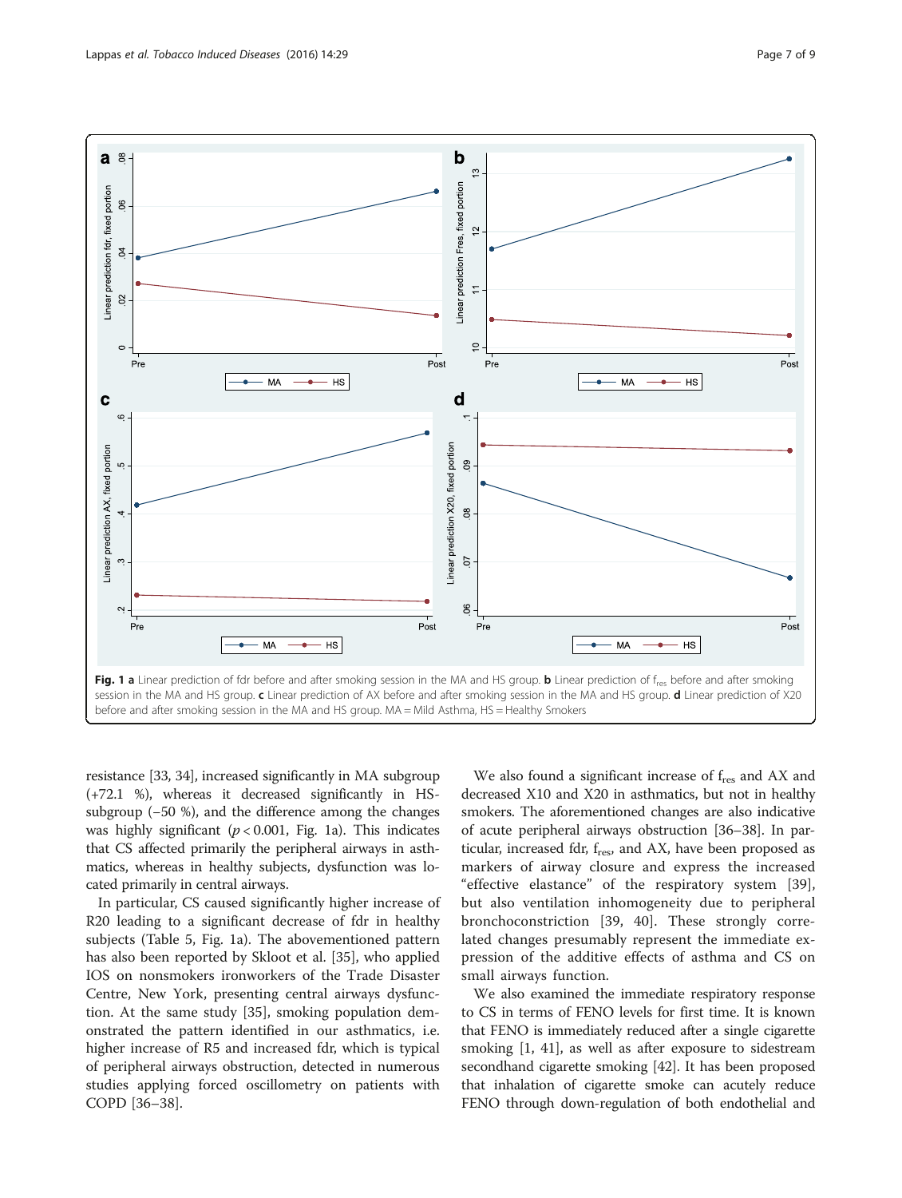**Fig. 1** **a** Linear prediction of fdr before and after smoking session in the MA and HS group. **b** Linear prediction of $f_{res}$ before and after smoking session in the MA and HS group. **c** Linear prediction of AX before and after smoking session in the MA and HS group. **d** Linear prediction of X20 before and after smoking session in the MA and HS group. MA = Mild Asthma, HS = Healthy Smokers

resistance [33, 34], increased significantly in MA subgroup (+72.1 %), whereas it decreased significantly in HS-subgroup (−50 %), and the difference among the changes was highly significant ($p < 0.001$, Fig. 1a). This indicates that CS affected primarily the peripheral airways in asthmatics, whereas in healthy subjects, dysfunction was located primarily in central airways.

In particular, CS caused significantly higher increase of R20 leading to a significant decrease of fdr in healthy subjects (Table 5, Fig. 1a). The abovementioned pattern has also been reported by Skloot et al. [35], who applied IOS on nonsmokers ironworkers of the Trade Disaster Centre, New York, presenting central airways dysfunction. At the same study [35], smoking population demonstrated the pattern identified in our asthmatics, i.e. higher increase of R5 and increased fdr, which is typical of peripheral airways obstruction, detected in numerous studies applying forced oscillometry on patients with COPD [36–38].

We also found a significant increase of $f_{res}$ and AX and decreased X10 and X20 in asthmatics, but not in healthy smokers. The aforementioned changes are also indicative of acute peripheral airways obstruction [36–38]. In particular, increased fdr, $f_{res}$, and AX, have been proposed as markers of airway closure and express the increased "effective elastance" of the respiratory system [39], but also ventilation inhomogeneity due to peripheral bronchoconstriction [39, 40]. These strongly correlated changes presumably represent the immediate expression of the additive effects of asthma and CS on small airways function.

We also examined the immediate respiratory response to CS in terms of FENO levels for first time. It is known that FENO is immediately reduced after a single cigarette smoking [1, 41], as well as after exposure to sidestream secondhand cigarette smoking [42]. It has been proposed that inhalation of cigarette smoke can acutely reduce FENO through down-regulation of both endothelial and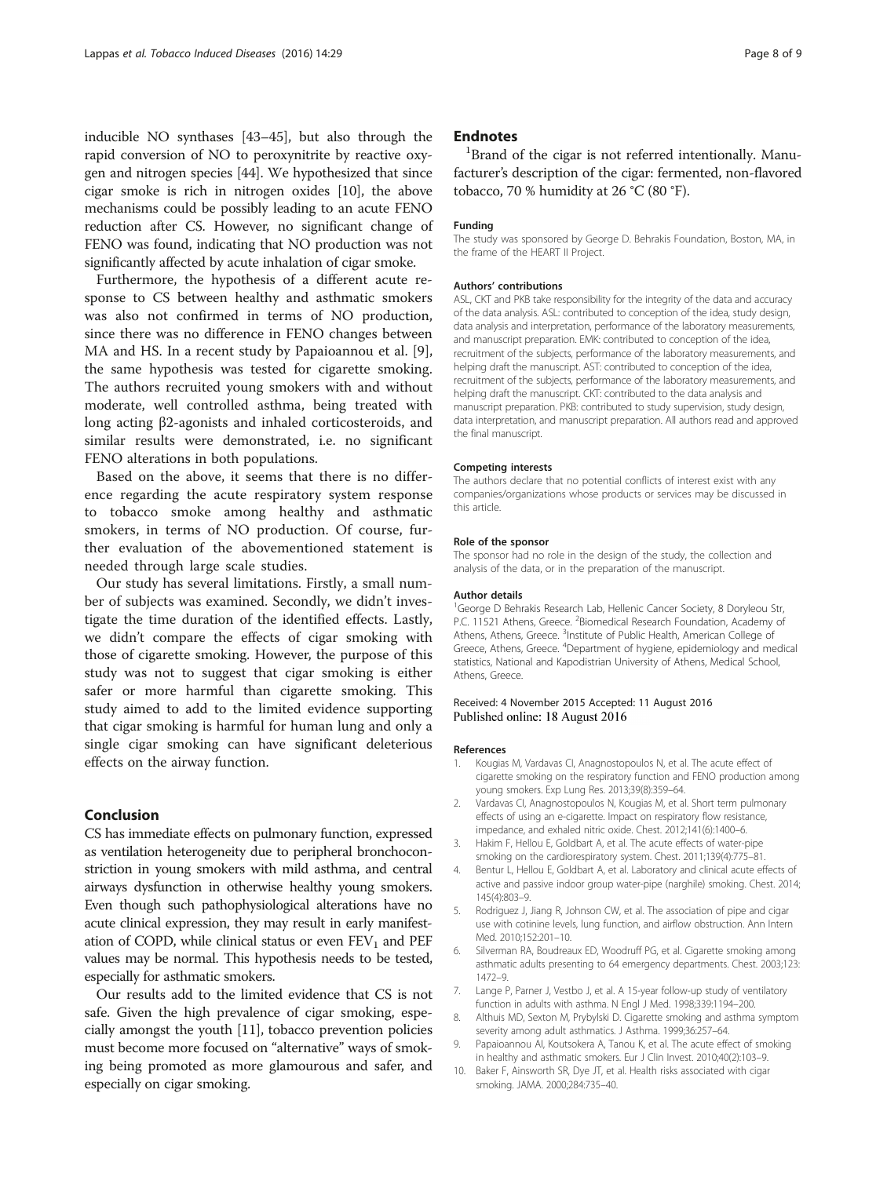inducible NO synthases [43–45], but also through the rapid conversion of NO to peroxynitrite by reactive oxygen and nitrogen species [44]. We hypothesized that since cigar smoke is rich in nitrogen oxides [10], the above mechanisms could be possibly leading to an acute FENO reduction after CS. However, no significant change of FENO was found, indicating that NO production was not significantly affected by acute inhalation of cigar smoke.

Furthermore, the hypothesis of a different acute response to CS between healthy and asthmatic smokers was also not confirmed in terms of NO production, since there was no difference in FENO changes between MA and HS. In a recent study by Papaioannou et al. [9], the same hypothesis was tested for cigarette smoking. The authors recruited young smokers with and without moderate, well controlled asthma, being treated with long acting β2-agonists and inhaled corticosteroids, and similar results were demonstrated, i.e. no significant FENO alterations in both populations.

Based on the above, it seems that there is no difference regarding the acute respiratory system response to tobacco smoke among healthy and asthmatic smokers, in terms of NO production. Of course, further evaluation of the abovementioned statement is needed through large scale studies.

Our study has several limitations. Firstly, a small number of subjects was examined. Secondly, we didn't investigate the time duration of the identified effects. Lastly, we didn't compare the effects of cigar smoking with those of cigarette smoking. However, the purpose of this study was not to suggest that cigar smoking is either safer or more harmful than cigarette smoking. This study aimed to add to the limited evidence supporting that cigar smoking is harmful for human lung and only a single cigar smoking can have significant deleterious effects on the airway function.

## Conclusion

CS has immediate effects on pulmonary function, expressed as ventilation heterogeneity due to peripheral bronchoconstriction in young smokers with mild asthma, and central airways dysfunction in otherwise healthy young smokers. Even though such pathophysiological alterations have no acute clinical expression, they may result in early manifestation of COPD, while clinical status or even $FEV_1$ and PEF values may be normal. This hypothesis needs to be tested, especially for asthmatic smokers.

Our results add to the limited evidence that CS is not safe. Given the high prevalence of cigar smoking, especially amongst the youth [11], tobacco prevention policies must become more focused on "alternative" ways of smoking being promoted as more glamourous and safer, and especially on cigar smoking.

## Endnotes

[1]Brand of the cigar is not referred intentionally. Manufacturer's description of the cigar: fermented, non-flavored tobacco, 70 % humidity at 26 °C (80 °F).

#### Funding

The study was sponsored by George D. Behrakis Foundation, Boston, MA, in the frame of the HEART II Project.

#### Authors' contributions

ASL, CKT and PKB take responsibility for the integrity of the data and accuracy of the data analysis. ASL: contributed to conception of the idea, study design, data analysis and interpretation, performance of the laboratory measurements, and manuscript preparation. EMK: contributed to conception of the idea, recruitment of the subjects, performance of the laboratory measurements, and helping draft the manuscript. AST: contributed to conception of the idea, recruitment of the subjects, performance of the laboratory measurements, and helping draft the manuscript. CKT: contributed to the data analysis and manuscript preparation. PKB: contributed to study supervision, study design, data interpretation, and manuscript preparation. All authors read and approved the final manuscript.

#### Competing interests

The authors declare that no potential conflicts of interest exist with any companies/organizations whose products or services may be discussed in this article.

#### Role of the sponsor

The sponsor had no role in the design of the study, the collection and analysis of the data, or in the preparation of the manuscript.

#### Author details

[1]George D Behrakis Research Lab, Hellenic Cancer Society, 8 Doryleou Str, P.C. 11521 Athens, Greece. [2]Biomedical Research Foundation, Academy of Athens, Athens, Greece. [3]Institute of Public Health, American College of Greece, Athens, Greece. [4]Department of hygiene, epidemiology and medical statistics, National and Kapodistrian University of Athens, Medical School, Athens, Greece.

Received: 4 November 2015 Accepted: 11 August 2016
Published online: 18 August 2016

#### References

1. Kougias M, Vardavas CI, Anagnostopoulos N, et al. The acute effect of cigarette smoking on the respiratory function and FENO production among young smokers. Exp Lung Res. 2013;39(8):359–64.
2. Vardavas CI, Anagnostopoulos N, Kougias M, et al. Short term pulmonary effects of using an e-cigarette. Impact on respiratory flow resistance, impedance, and exhaled nitric oxide. Chest. 2012;141(6):1400–6.
3. Hakim F, Hellou E, Goldbart A, et al. The acute effects of water-pipe smoking on the cardiorespiratory system. Chest. 2011;139(4):775–81.
4. Bentur L, Hellou E, Goldbart A, et al. Laboratory and clinical acute effects of active and passive indoor group water-pipe (narghile) smoking. Chest. 2014;145(4):803–9.
5. Rodriguez J, Jiang R, Johnson CW, et al. The association of pipe and cigar use with cotinine levels, lung function, and airflow obstruction. Ann Intern Med. 2010;152:201–10.
6. Silverman RA, Boudreaux ED, Woodruff PG, et al. Cigarette smoking among asthmatic adults presenting to 64 emergency departments. Chest. 2003;123:1472–9.
7. Lange P, Parner J, Vestbo J, et al. A 15-year follow-up study of ventilatory function in adults with asthma. N Engl J Med. 1998;339:1194–200.
8. Althuis MD, Sexton M, Prybylski D. Cigarette smoking and asthma symptom severity among adult asthmatics. J Asthma. 1999;36:257–64.
9. Papaioannou AI, Koutsokera A, Tanou K, et al. The acute effect of smoking in healthy and asthmatic smokers. Eur J Clin Invest. 2010;40(2):103–9.
10. Baker F, Ainsworth SR, Dye JT, et al. Health risks associated with cigar smoking. JAMA. 2000;284:735–40.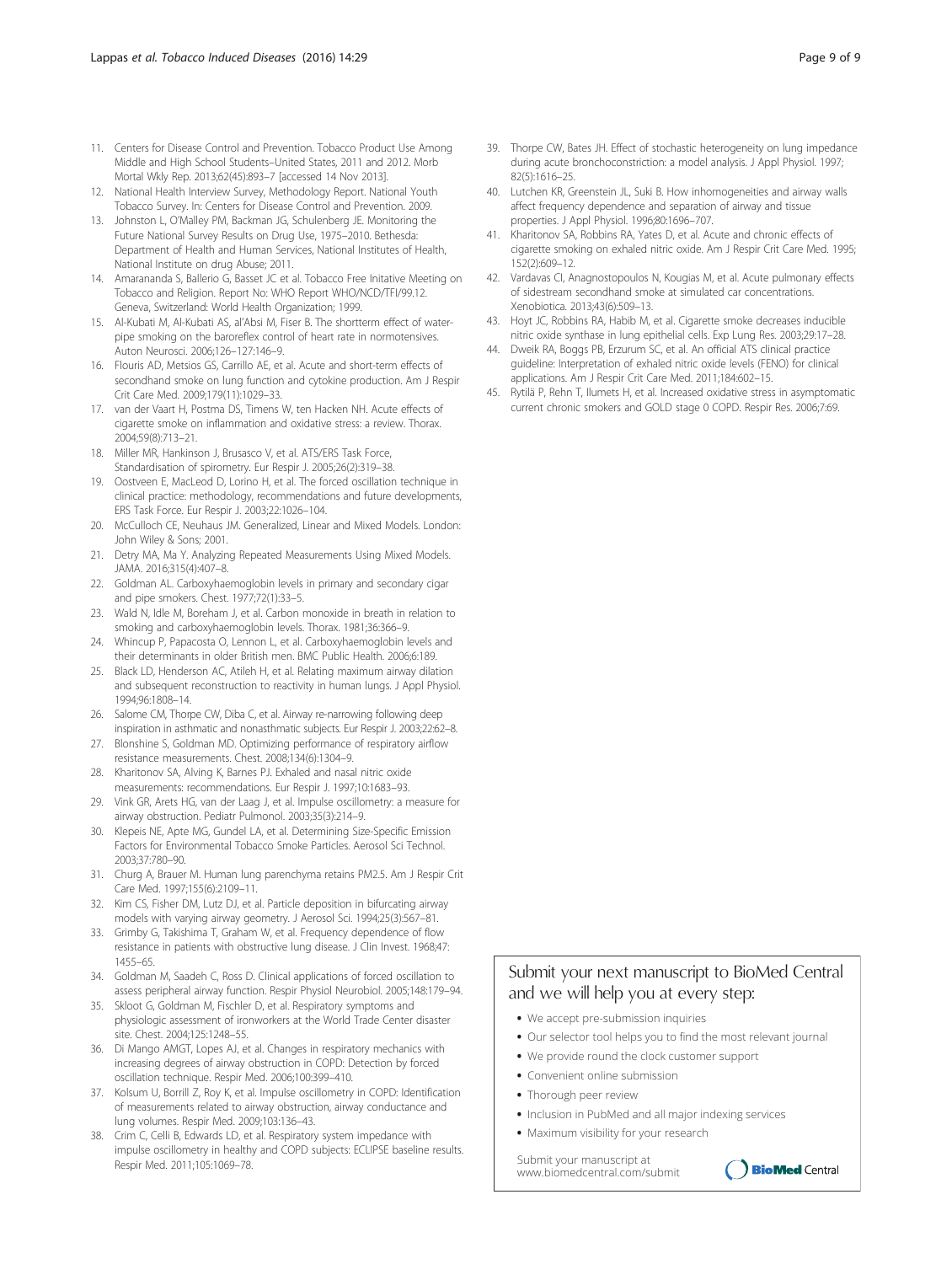11. Centers for Disease Control and Prevention. Tobacco Product Use Among Middle and High School Students–United States, 2011 and 2012. Morb Mortal Wkly Rep. 2013;62(45):893–7 [accessed 14 Nov 2013].
12. National Health Interview Survey, Methodology Report. National Youth Tobacco Survey. In: Centers for Disease Control and Prevention. 2009.
13. Johnston L, O'Malley PM, Backman JG, Schulenberg JE. Monitoring the Future National Survey Results on Drug Use, 1975–2010. Bethesda: Department of Health and Human Services, National Institutes of Health, National Institute on drug Abuse; 2011.
14. Amarananda S, Ballerio G, Basset JC et al. Tobacco Free Initative Meeting on Tobacco and Religion. Report No: WHO Report WHO/NCD/TFI/99.12. Geneva, Switzerland: World Health Organization; 1999.
15. Al-Kubati M, Al-Kubati AS, al'Absi M, Fiser B. The shortterm effect of water-pipe smoking on the baroreflex control of heart rate in normotensives. Auton Neurosci. 2006;126–127:146–9.
16. Flouris AD, Metsios GS, Carrillo AE, et al. Acute and short-term effects of secondhand smoke on lung function and cytokine production. Am J Respir Crit Care Med. 2009;179(11):1029–33.
17. van der Vaart H, Postma DS, Timens W, ten Hacken NH. Acute effects of cigarette smoke on inflammation and oxidative stress: a review. Thorax. 2004;59(8):713–21.
18. Miller MR, Hankinson J, Brusasco V, et al. ATS/ERS Task Force, Standardisation of spirometry. Eur Respir J. 2005;26(2):319–38.
19. Oostveen E, MacLeod D, Lorino H, et al. The forced oscillation technique in clinical practice: methodology, recommendations and future developments, ERS Task Force. Eur Respir J. 2003;22:1026–104.
20. McCulloch CE, Neuhaus JM. Generalized, Linear and Mixed Models. London: John Wiley & Sons; 2001.
21. Detry MA, Ma Y. Analyzing Repeated Measurements Using Mixed Models. JAMA. 2016;315(4):407–8.
22. Goldman AL. Carboxyhaemoglobin levels in primary and secondary cigar and pipe smokers. Chest. 1977;72(1):33–5.
23. Wald N, Idle M, Boreham J, et al. Carbon monoxide in breath in relation to smoking and carboxyhaemoglobin levels. Thorax. 1981;36:366–9.
24. Whincup P, Papacosta O, Lennon L, et al. Carboxyhaemoglobin levels and their determinants in older British men. BMC Public Health. 2006;6:189.
25. Black LD, Henderson AC, Atileh H, et al. Relating maximum airway dilation and subsequent reconstruction to reactivity in human lungs. J Appl Physiol. 1994;96:1808–14.
26. Salome CM, Thorpe CW, Diba C, et al. Airway re-narrowing following deep inspiration in asthmatic and nonasthmatic subjects. Eur Respir J. 2003;22:62–8.
27. Blonshine S, Goldman MD. Optimizing performance of respiratory airflow resistance measurements. Chest. 2008;134(6):1304–9.
28. Kharitonov SA, Alving K, Barnes PJ. Exhaled and nasal nitric oxide measurements: recommendations. Eur Respir J. 1997;10:1683–93.
29. Vink GR, Arets HG, van der Laag J, et al. Impulse oscillometry: a measure for airway obstruction. Pediatr Pulmonol. 2003;35(3):214–9.
30. Klepeis NE, Apte MG, Gundel LA, et al. Determining Size-Specific Emission Factors for Environmental Tobacco Smoke Particles. Aerosol Sci Technol. 2003;37:780–90.
31. Churg A, Brauer M. Human lung parenchyma retains PM2.5. Am J Respir Crit Care Med. 1997;155(6):2109–11.
32. Kim CS, Fisher DM, Lutz DJ, et al. Particle deposition in bifurcating airway models with varying airway geometry. J Aerosol Sci. 1994;25(3):567–81.
33. Grimby G, Takishima T, Graham W, et al. Frequency dependence of flow resistance in patients with obstructive lung disease. J Clin Invest. 1968;47:1455–65.
34. Goldman M, Saadeh C, Ross D. Clinical applications of forced oscillation to assess peripheral airway function. Respir Physiol Neurobiol. 2005;148:179–94.
35. Skloot G, Goldman M, Fischler D, et al. Respiratory symptoms and physiologic assessment of ironworkers at the World Trade Center disaster site. Chest. 2004;125:1248–55.
36. Di Mango AMGT, Lopes AJ, et al. Changes in respiratory mechanics with increasing degrees of airway obstruction in COPD: Detection by forced oscillation technique. Respir Med. 2006;100:399–410.
37. Kolsum U, Borrill Z, Roy K, et al. Impulse oscillometry in COPD: Identification of measurements related to airway obstruction, airway conductance and lung volumes. Respir Med. 2009;103:136–43.
38. Crim C, Celli B, Edwards LD, et al. Respiratory system impedance with impulse oscillometry in healthy and COPD subjects: ECLIPSE baseline results. Respir Med. 2011;105:1069–78.
39. Thorpe CW, Bates JH. Effect of stochastic heterogeneity on lung impedance during acute bronchoconstriction: a model analysis. J Appl Physiol. 1997;82(5):1616–25.
40. Lutchen KR, Greenstein JL, Suki B. How inhomogeneities and airway walls affect frequency dependence and separation of airway and tissue properties. J Appl Physiol. 1996;80:1696–707.
41. Kharitonov SA, Robbins RA, Yates D, et al. Acute and chronic effects of cigarette smoking on exhaled nitric oxide. Am J Respir Crit Care Med. 1995;152(2):609–12.
42. Vardavas CI, Anagnostopoulos N, Kougias M, et al. Acute pulmonary effects of sidestream secondhand smoke at simulated car concentrations. Xenobiotica. 2013;43(6):509–13.
43. Hoyt JC, Robbins RA, Habib M, et al. Cigarette smoke decreases inducible nitric oxide synthase in lung epithelial cells. Exp Lung Res. 2003;29:17–28.
44. Dweik RA, Boggs PB, Erzurum SC, et al. An official ATS clinical practice guideline: Interpretation of exhaled nitric oxide levels (FENO) for clinical applications. Am J Respir Crit Care Med. 2011;184:602–15.
45. Rytilä P, Rehn T, Ilumets H, et al. Increased oxidative stress in asymptomatic current chronic smokers and GOLD stage 0 COPD. Respir Res. 2006;7:69.

Submit your next manuscript to BioMed Central and we will help you at every step:

- We accept pre-submission inquiries
- Our selector tool helps you to find the most relevant journal
- We provide round the clock customer support
- Convenient online submission
- Thorough peer review
- Inclusion in PubMed and all major indexing services
- Maximum visibility for your research

Submit your manuscript at www.biomedcentral.com/submit

BioMed Central